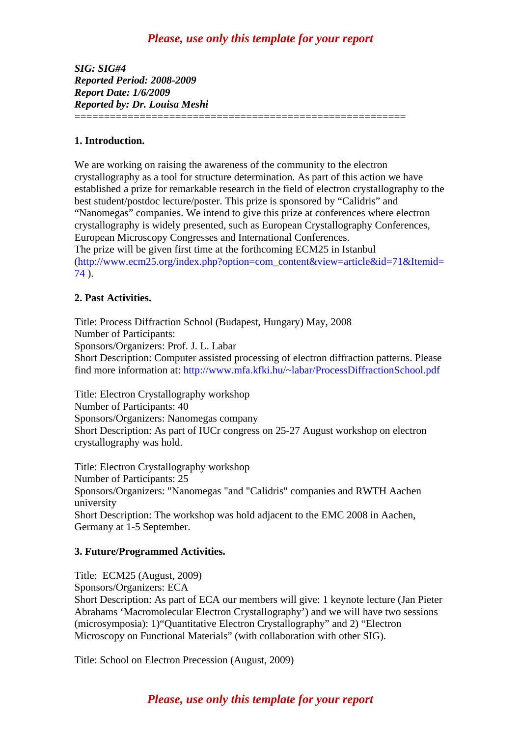*SIG: SIG#4*
*Reported Period: 2008-2009*
*Report Date: 1/6/2009*
*Reported by: Dr. Louisa Meshi*
=======================================================

**1. Introduction.**

We are working on raising the awareness of the community to the electron crystallography as a tool for structure determination. As part of this action we have established a prize for remarkable research in the field of electron crystallography to the best student/postdoc lecture/poster. This prize is sponsored by “Calidris” and “Nanomegas” companies. We intend to give this prize at conferences where electron crystallography is widely presented, such as European Crystallography Conferences, European Microscopy Congresses and International Conferences.
The prize will be given first time at the forthcoming ECM25 in Istanbul (http://www.ecm25.org/index.php?option=com_content&view=article&id=71&Itemid=74 ).

**2. Past Activities.**

Title: Process Diffraction School (Budapest, Hungary) May, 2008
Number of Participants:
Sponsors/Organizers: Prof. J. L. Labar
Short Description: Computer assisted processing of electron diffraction patterns. Please find more information at: http://www.mfa.kfki.hu/~labar/ProcessDiffractionSchool.pdf

Title: Electron Crystallography workshop
Number of Participants: 40
Sponsors/Organizers: Nanomegas company
Short Description: As part of IUCr congress on 25-27 August workshop on electron crystallography was hold.

Title: Electron Crystallography workshop
Number of Participants: 25
Sponsors/Organizers: "Nanomegas "and "Calidris" companies and RWTH Aachen university
Short Description: The workshop was hold adjacent to the EMC 2008 in Aachen, Germany at 1-5 September.

**3. Future/Programmed Activities.**

Title: ECM25 (August, 2009)
Sponsors/Organizers: ECA
Short Description: As part of ECA our members will give: 1 keynote lecture (Jan Pieter Abrahams ‘Macromolecular Electron Crystallography’) and we will have two sessions (microsymposia): 1)“Quantitative Electron Crystallography” and 2) “Electron Microscopy on Functional Materials” (with collaboration with other SIG).

Title: School on Electron Precession (August, 2009)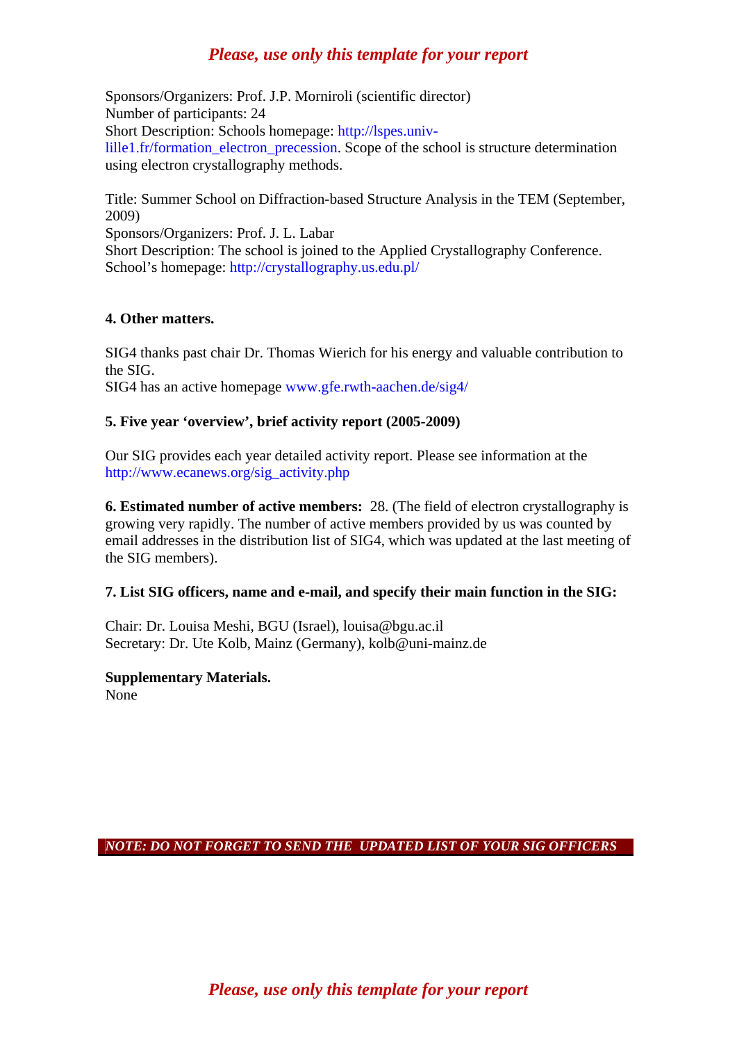Sponsors/Organizers: Prof. J.P. Morniroli (scientific director)
Number of participants: 24
Short Description: Schools homepage: http://lspes.univ-lille1.fr/formation_electron_precession. Scope of the school is structure determination using electron crystallography methods.

Title: Summer School on Diffraction-based Structure Analysis in the TEM (September, 2009)
Sponsors/Organizers: Prof. J. L. Labar
Short Description: The school is joined to the Applied Crystallography Conference. School's homepage: http://crystallography.us.edu.pl/

**4. Other matters.**

SIG4 thanks past chair Dr. Thomas Wierich for his energy and valuable contribution to the SIG.
SIG4 has an active homepage www.gfe.rwth-aachen.de/sig4/

**5. Five year 'overview', brief activity report (2005-2009)**

Our SIG provides each year detailed activity report. Please see information at the http://www.ecanews.org/sig_activity.php

**6. Estimated number of active members:** 28. (The field of electron crystallography is growing very rapidly. The number of active members provided by us was counted by email addresses in the distribution list of SIG4, which was updated at the last meeting of the SIG members).

**7. List SIG officers, name and e-mail, and specify their main function in the SIG:**

Chair: Dr. Louisa Meshi, BGU (Israel), louisa@bgu.ac.il
Secretary: Dr. Ute Kolb, Mainz (Germany), kolb@uni-mainz.de

**Supplementary Materials.**
None

***NOTE: DO NOT FORGET TO SEND THE UPDATED LIST OF YOUR SIG OFFICERS***